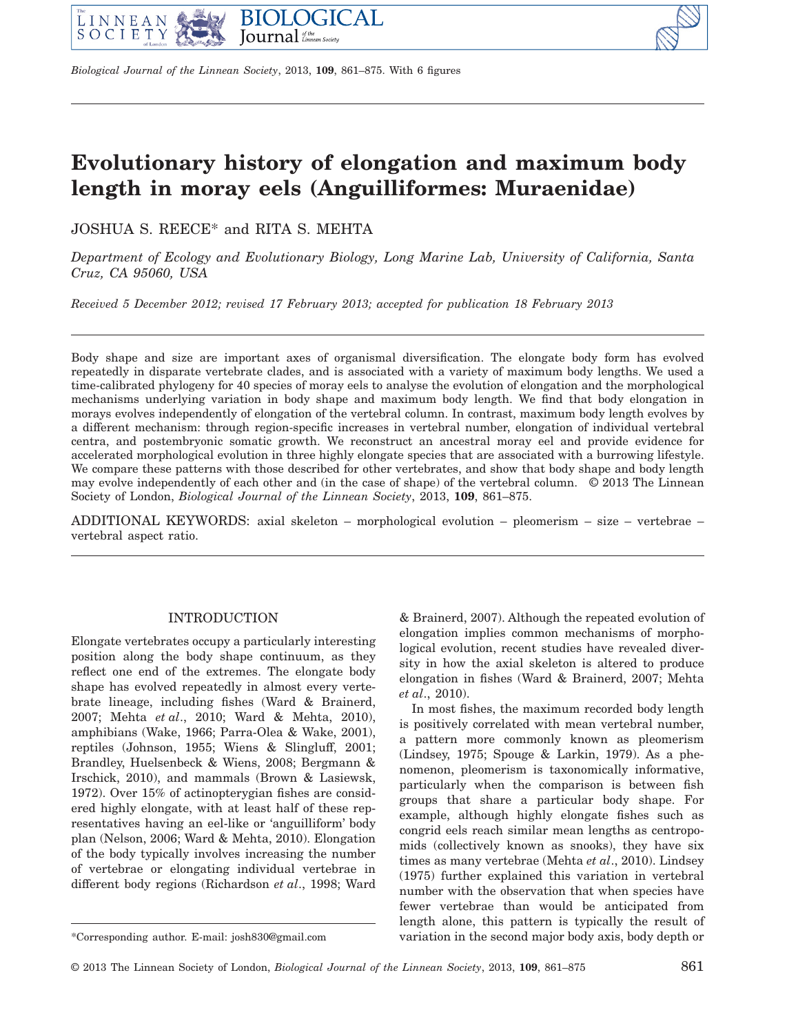# Evolutionary history of elongation and maximum body length in moray eels (Anguilliformes: Muraenidae)

JOSHUA S. REECE* and RITA S. MEHTA

*Department of Ecology and Evolutionary Biology, Long Marine Lab, University of California, Santa Cruz, CA 95060, USA*

*Received 5 December 2012; revised 17 February 2013; accepted for publication 18 February 2013*

Body shape and size are important axes of organismal diversification. The elongate body form has evolved repeatedly in disparate vertebrate clades, and is associated with a variety of maximum body lengths. We used a time-calibrated phylogeny for 40 species of moray eels to analyse the evolution of elongation and the morphological mechanisms underlying variation in body shape and maximum body length. We find that body elongation in morays evolves independently of elongation of the vertebral column. In contrast, maximum body length evolves by a different mechanism: through region-specific increases in vertebral number, elongation of individual vertebral centra, and postembryonic somatic growth. We reconstruct an ancestral moray eel and provide evidence for accelerated morphological evolution in three highly elongate species that are associated with a burrowing lifestyle. We compare these patterns with those described for other vertebrates, and show that body shape and body length may evolve independently of each other and (in the case of shape) of the vertebral column. © 2013 The Linnean Society of London, *Biological Journal of the Linnean Society*, 2013, **109**, 861–875.

ADDITIONAL KEYWORDS: axial skeleton – morphological evolution – pleomerism – size – vertebrae – vertebral aspect ratio.

## INTRODUCTION

Elongate vertebrates occupy a particularly interesting position along the body shape continuum, as they reflect one end of the extremes. The elongate body shape has evolved repeatedly in almost every vertebrate lineage, including fishes (Ward & Brainerd, 2007; Mehta *et al*., 2010; Ward & Mehta, 2010), amphibians (Wake, 1966; Parra-Olea & Wake, 2001), reptiles (Johnson, 1955; Wiens & Slingluff, 2001; Brandley, Huelsenbeck & Wiens, 2008; Bergmann & Irschick, 2010), and mammals (Brown & Lasiewsk, 1972). Over 15% of actinopterygian fishes are considered highly elongate, with at least half of these representatives having an eel-like or 'anguilliform' body plan (Nelson, 2006; Ward & Mehta, 2010). Elongation of the body typically involves increasing the number of vertebrae or elongating individual vertebrae in different body regions (Richardson *et al*., 1998; Ward & Brainerd, 2007). Although the repeated evolution of elongation implies common mechanisms of morphological evolution, recent studies have revealed diversity in how the axial skeleton is altered to produce elongation in fishes (Ward & Brainerd, 2007; Mehta *et al*., 2010).

In most fishes, the maximum recorded body length is positively correlated with mean vertebral number, a pattern more commonly known as pleomerism (Lindsey, 1975; Spouge & Larkin, 1979). As a phenomenon, pleomerism is taxonomically informative, particularly when the comparison is between fish groups that share a particular body shape. For example, although highly elongate fishes such as congrid eels reach similar mean lengths as centropomids (collectively known as snooks), they have six times as many vertebrae (Mehta *et al*., 2010). Lindsey (1975) further explained this variation in vertebral number with the observation that when species have fewer vertebrae than would be anticipated from length alone, this pattern is typically the result of variation in the second major body axis, body depth or

*Corresponding author. E-mail: josh830@gmail.com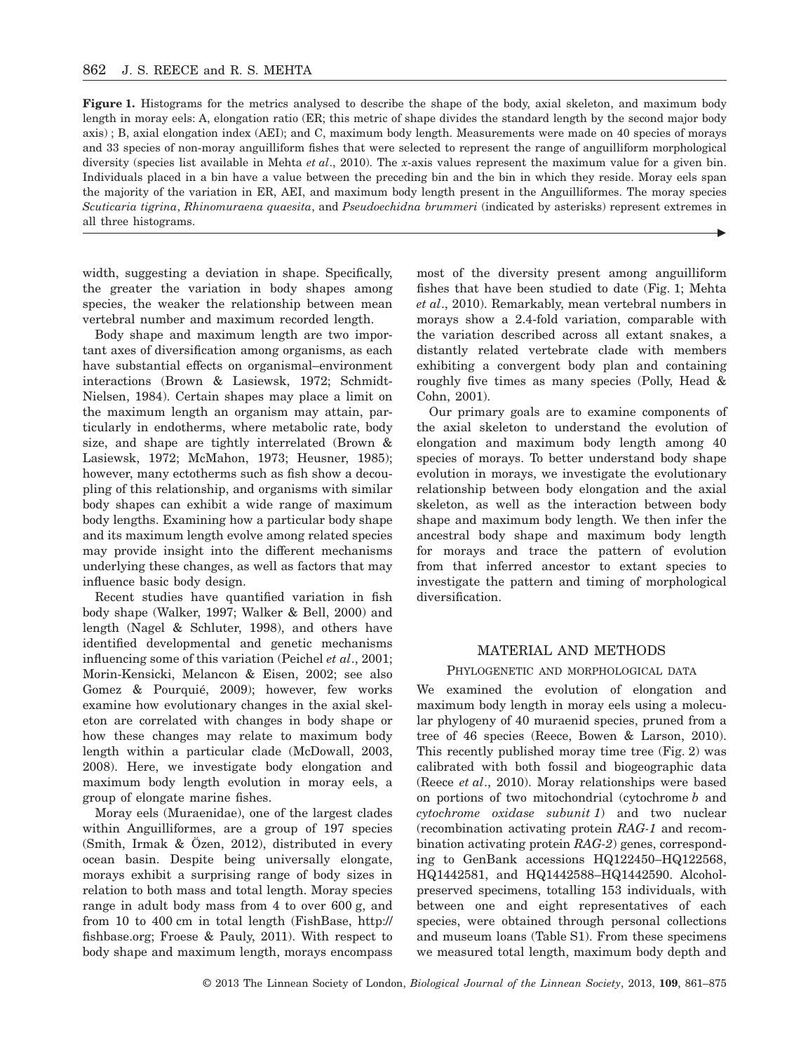**Figure 1.** Histograms for the metrics analysed to describe the shape of the body, axial skeleton, and maximum body length in moray eels: A, elongation ratio (ER; this metric of shape divides the standard length by the second major body axis) ; B, axial elongation index (AEI); and C, maximum body length. Measurements were made on 40 species of morays and 33 species of non-moray anguilliform fishes that were selected to represent the range of anguilliform morphological diversity (species list available in Mehta *et al*., 2010). The *x*-axis values represent the maximum value for a given bin. Individuals placed in a bin have a value between the preceding bin and the bin in which they reside. Moray eels span the majority of the variation in ER, AEI, and maximum body length present in the Anguilliformes. The moray species *Scuticaria tigrina*, *Rhinomuraena quaesita*, and *Pseudoechidna brummeri* (indicated by asterisks) represent extremes in all three histograms.

width, suggesting a deviation in shape. Specifically, the greater the variation in body shapes among species, the weaker the relationship between mean vertebral number and maximum recorded length.

Body shape and maximum length are two important axes of diversification among organisms, as each have substantial effects on organismal–environment interactions (Brown & Lasiewsk, 1972; Schmidt-Nielsen, 1984). Certain shapes may place a limit on the maximum length an organism may attain, particularly in endotherms, where metabolic rate, body size, and shape are tightly interrelated (Brown & Lasiewsk, 1972; McMahon, 1973; Heusner, 1985); however, many ectotherms such as fish show a decoupling of this relationship, and organisms with similar body shapes can exhibit a wide range of maximum body lengths. Examining how a particular body shape and its maximum length evolve among related species may provide insight into the different mechanisms underlying these changes, as well as factors that may influence basic body design.

Recent studies have quantified variation in fish body shape (Walker, 1997; Walker & Bell, 2000) and length (Nagel & Schluter, 1998), and others have identified developmental and genetic mechanisms influencing some of this variation (Peichel *et al*., 2001; Morin-Kensicki, Melancon & Eisen, 2002; see also Gomez & Pourquié, 2009); however, few works examine how evolutionary changes in the axial skeleton are correlated with changes in body shape or how these changes may relate to maximum body length within a particular clade (McDowall, 2003, 2008). Here, we investigate body elongation and maximum body length evolution in moray eels, a group of elongate marine fishes.

Moray eels (Muraenidae), one of the largest clades within Anguilliformes, are a group of 197 species (Smith, Irmak & Özen, 2012), distributed in every ocean basin. Despite being universally elongate, morays exhibit a surprising range of body sizes in relation to both mass and total length. Moray species range in adult body mass from 4 to over 600 g, and from 10 to 400 cm in total length (FishBase, http://fishbase.org; Froese & Pauly, 2011). With respect to body shape and maximum length, morays encompass most of the diversity present among anguilliform fishes that have been studied to date (Fig. 1; Mehta *et al*., 2010). Remarkably, mean vertebral numbers in morays show a 2.4-fold variation, comparable with the variation described across all extant snakes, a distantly related vertebrate clade with members exhibiting a convergent body plan and containing roughly five times as many species (Polly, Head & Cohn, 2001).

Our primary goals are to examine components of the axial skeleton to understand the evolution of elongation and maximum body length among 40 species of morays. To better understand body shape evolution in morays, we investigate the evolutionary relationship between body elongation and the axial skeleton, as well as the interaction between body shape and maximum body length. We then infer the ancestral body shape and maximum body length for morays and trace the pattern of evolution from that inferred ancestor to extant species to investigate the pattern and timing of morphological diversification.

## MATERIAL AND METHODS

### Phylogenetic and morphological data

We examined the evolution of elongation and maximum body length in moray eels using a molecular phylogeny of 40 muraenid species, pruned from a tree of 46 species (Reece, Bowen & Larson, 2010). This recently published moray time tree (Fig. 2) was calibrated with both fossil and biogeographic data (Reece *et al*., 2010). Moray relationships were based on portions of two mitochondrial (cytochrome *b* and *cytochrome oxidase subunit 1*) and two nuclear (recombination activating protein *RAG-1* and recombination activating protein *RAG-2*) genes, corresponding to GenBank accessions HQ122450–HQ122568, HQ1442581, and HQ1442588–HQ1442590. Alcohol-preserved specimens, totalling 153 individuals, with between one and eight representatives of each species, were obtained through personal collections and museum loans (Table S1). From these specimens we measured total length, maximum body depth and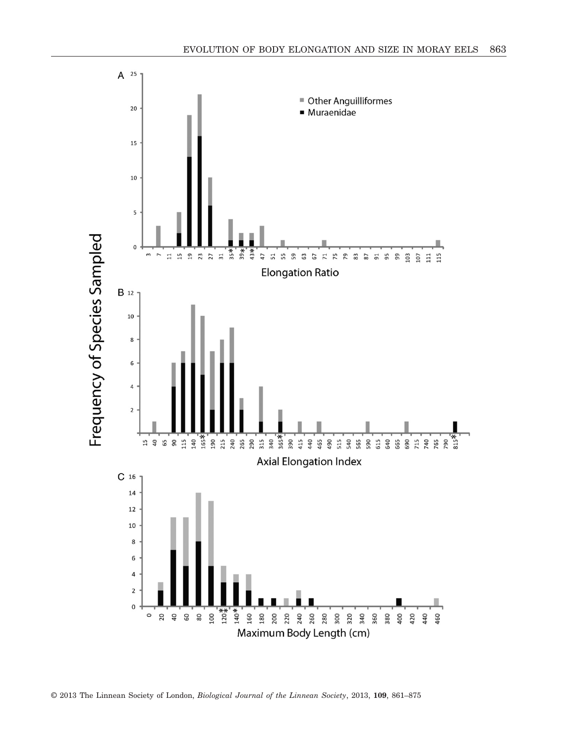A

Other Anguilliformes
Muraenidae

Elongation Ratio

B

Axial Elongation Index

C

Maximum Body Length (cm)

Frequency of Species Sampled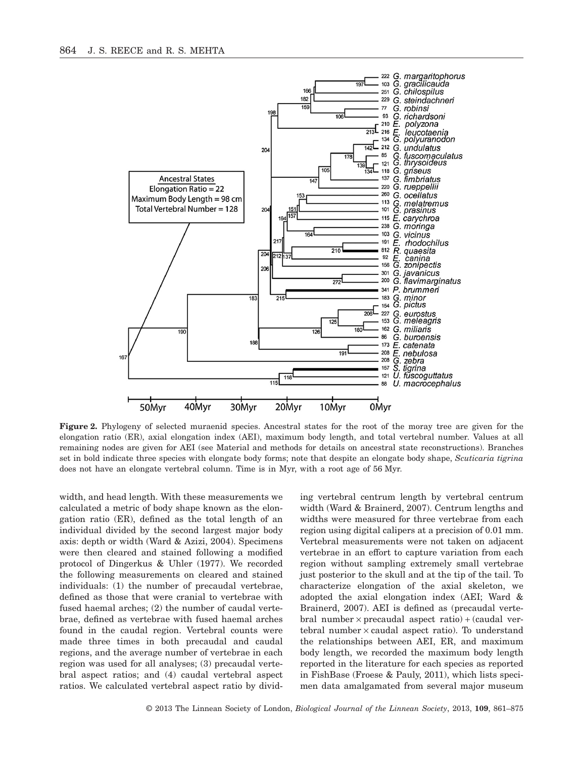**Figure 2.** Phylogeny of selected muraenid species. Ancestral states for the root of the moray tree are given for the elongation ratio (ER), axial elongation index (AEI), maximum body length, and total vertebral number. Values at all remaining nodes are given for AEI (see Material and methods for details on ancestral state reconstructions). Branches set in bold indicate three species with elongate body forms; note that despite an elongate body shape, *Scuticaria tigrina* does not have an elongate vertebral column. Time is in Myr, with a root age of 56 Myr.

width, and head length. With these measurements we calculated a metric of body shape known as the elongation ratio (ER), defined as the total length of an individual divided by the second largest major body axis: depth or width (Ward & Azizi, 2004). Specimens were then cleared and stained following a modified protocol of Dingerkus & Uhler (1977). We recorded the following measurements on cleared and stained individuals: (1) the number of precaudal vertebrae, defined as those that were cranial to vertebrae with fused haemal arches; (2) the number of caudal vertebrae, defined as vertebrae with fused haemal arches found in the caudal region. Vertebral counts were made three times in both precaudal and caudal regions, and the average number of vertebrae in each region was used for all analyses; (3) precaudal vertebral aspect ratios; and (4) caudal vertebral aspect ratios. We calculated vertebral aspect ratio by dividing vertebral centrum length by vertebral centrum width (Ward & Brainerd, 2007). Centrum lengths and widths were measured for three vertebrae from each region using digital calipers at a precision of 0.01 mm. Vertebral measurements were not taken on adjacent vertebrae in an effort to capture variation from each region without sampling extremely small vertebrae just posterior to the skull and at the tip of the tail. To characterize elongation of the axial skeleton, we adopted the axial elongation index (AEI; Ward & Brainerd, 2007). AEI is defined as (precaudal vertebral number × precaudal aspect ratio) + (caudal vertebral number × caudal aspect ratio). To understand the relationships between AEI, ER, and maximum body length, we recorded the maximum body length reported in the literature for each species as reported in FishBase (Froese & Pauly, 2011), which lists specimen data amalgamated from several major museum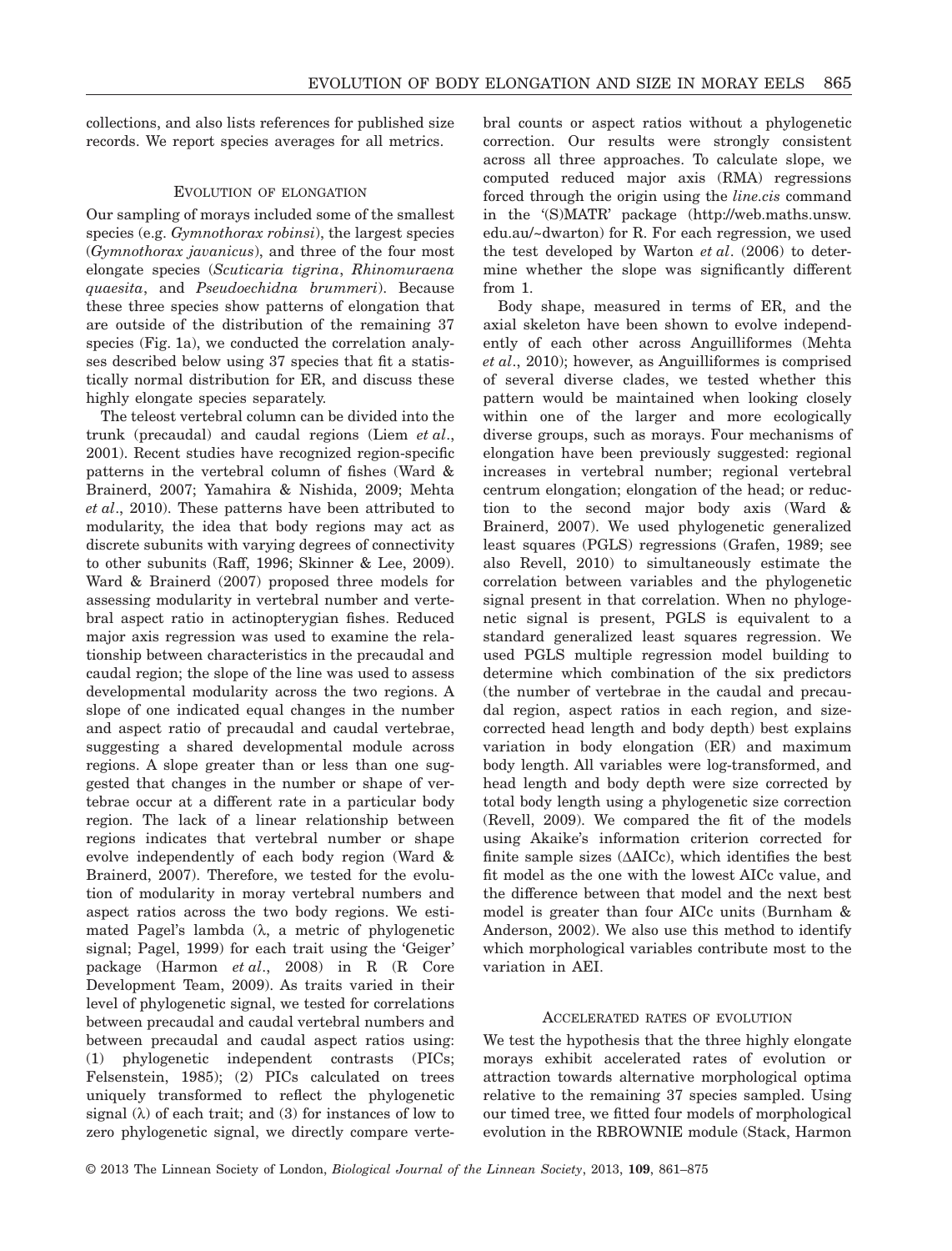collections, and also lists references for published size records. We report species averages for all metrics.

### Evolution of elongation

Our sampling of morays included some of the smallest species (e.g. *Gymnothorax robinsi*), the largest species (*Gymnothorax javanicus*), and three of the four most elongate species (*Scuticaria tigrina*, *Rhinomuraena quaesita*, and *Pseudoechidna brummeri*). Because these three species show patterns of elongation that are outside of the distribution of the remaining 37 species (Fig. 1a), we conducted the correlation analyses described below using 37 species that fit a statistically normal distribution for ER, and discuss these highly elongate species separately.

The teleost vertebral column can be divided into the trunk (precaudal) and caudal regions (Liem *et al*., 2001). Recent studies have recognized region-specific patterns in the vertebral column of fishes (Ward & Brainerd, 2007; Yamahira & Nishida, 2009; Mehta *et al*., 2010). These patterns have been attributed to modularity, the idea that body regions may act as discrete subunits with varying degrees of connectivity to other subunits (Raff, 1996; Skinner & Lee, 2009). Ward & Brainerd (2007) proposed three models for assessing modularity in vertebral number and vertebral aspect ratio in actinopterygian fishes. Reduced major axis regression was used to examine the relationship between characteristics in the precaudal and caudal region; the slope of the line was used to assess developmental modularity across the two regions. A slope of one indicated equal changes in the number and aspect ratio of precaudal and caudal vertebrae, suggesting a shared developmental module across regions. A slope greater than or less than one suggested that changes in the number or shape of vertebrae occur at a different rate in a particular body region. The lack of a linear relationship between regions indicates that vertebral number or shape evolve independently of each body region (Ward & Brainerd, 2007). Therefore, we tested for the evolution of modularity in moray vertebral numbers and aspect ratios across the two body regions. We estimated Pagel's lambda ($\lambda$, a metric of phylogenetic signal; Pagel, 1999) for each trait using the 'Geiger' package (Harmon *et al*., 2008) in R (R Core Development Team, 2009). As traits varied in their level of phylogenetic signal, we tested for correlations between precaudal and caudal vertebral numbers and between precaudal and caudal aspect ratios using: (1) phylogenetic independent contrasts (PICs; Felsenstein, 1985); (2) PICs calculated on trees uniquely transformed to reflect the phylogenetic signal ($\lambda$) of each trait; and (3) for instances of low to zero phylogenetic signal, we directly compare vertebral counts or aspect ratios without a phylogenetic correction. Our results were strongly consistent across all three approaches. To calculate slope, we computed reduced major axis (RMA) regressions forced through the origin using the *line.cis* command in the '(S)MATR' package (http://web.maths.unsw.edu.au/~dwarton) for R. For each regression, we used the test developed by Warton *et al*. (2006) to determine whether the slope was significantly different from 1.

Body shape, measured in terms of ER, and the axial skeleton have been shown to evolve independently of each other across Anguilliformes (Mehta *et al*., 2010); however, as Anguilliformes is comprised of several diverse clades, we tested whether this pattern would be maintained when looking closely within one of the larger and more ecologically diverse groups, such as morays. Four mechanisms of elongation have been previously suggested: regional increases in vertebral number; regional vertebral centrum elongation; elongation of the head; or reduction to the second major body axis (Ward & Brainerd, 2007). We used phylogenetic generalized least squares (PGLS) regressions (Grafen, 1989; see also Revell, 2010) to simultaneously estimate the correlation between variables and the phylogenetic signal present in that correlation. When no phylogenetic signal is present, PGLS is equivalent to a standard generalized least squares regression. We used PGLS multiple regression model building to determine which combination of the six predictors (the number of vertebrae in the caudal and precaudal region, aspect ratios in each region, and size-corrected head length and body depth) best explains variation in body elongation (ER) and maximum body length. All variables were log-transformed, and head length and body depth were size corrected by total body length using a phylogenetic size correction (Revell, 2009). We compared the fit of the models using Akaike's information criterion corrected for finite sample sizes ($\Delta$AICc), which identifies the best fit model as the one with the lowest AICc value, and the difference between that model and the next best model is greater than four AICc units (Burnham & Anderson, 2002). We also use this method to identify which morphological variables contribute most to the variation in AEI.

### Accelerated rates of evolution

We test the hypothesis that the three highly elongate morays exhibit accelerated rates of evolution or attraction towards alternative morphological optima relative to the remaining 37 species sampled. Using our timed tree, we fitted four models of morphological evolution in the RBROWNIE module (Stack, Harmon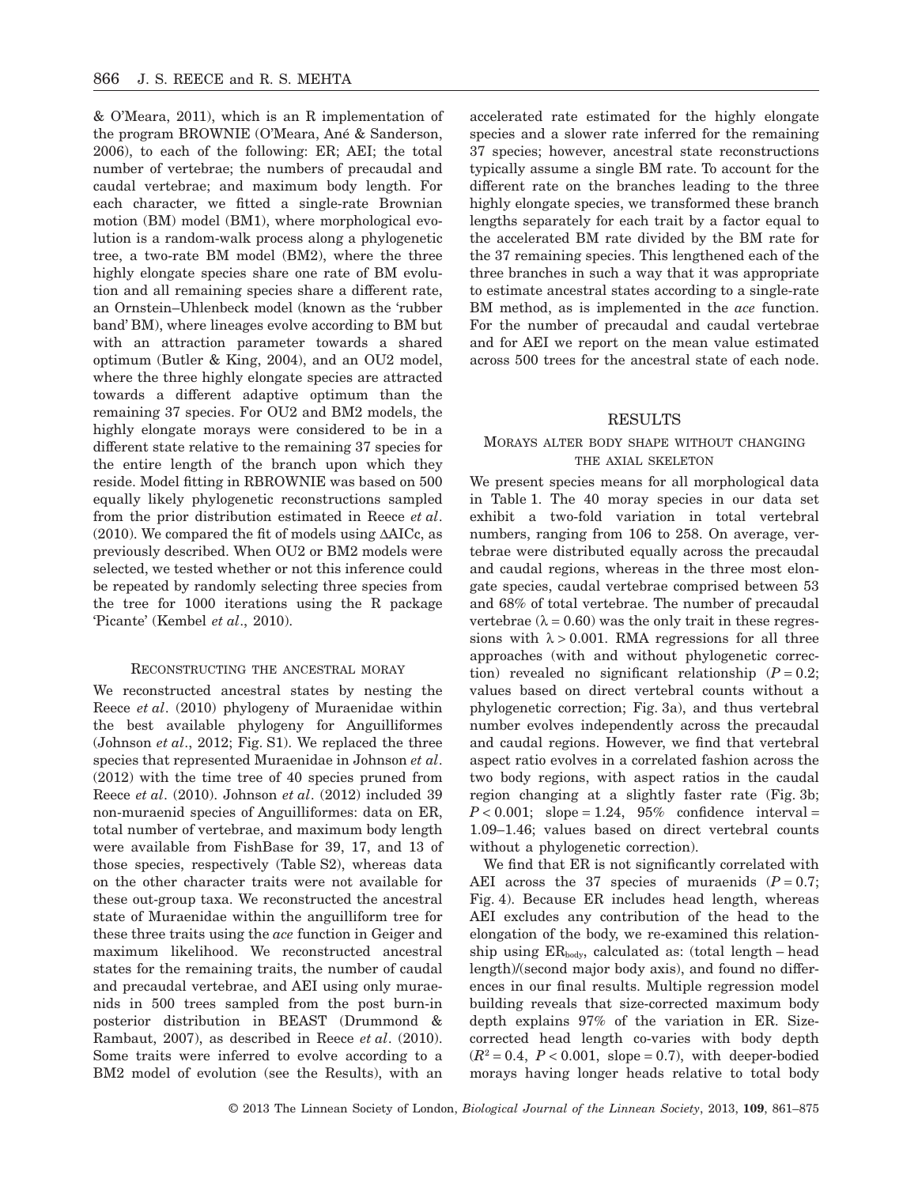& O'Meara, 2011), which is an R implementation of the program BROWNIE (O'Meara, Ané & Sanderson, 2006), to each of the following: ER; AEI; the total number of vertebrae; the numbers of precaudal and caudal vertebrae; and maximum body length. For each character, we fitted a single-rate Brownian motion (BM) model (BM1), where morphological evolution is a random-walk process along a phylogenetic tree, a two-rate BM model (BM2), where the three highly elongate species share one rate of BM evolution and all remaining species share a different rate, an Ornstein–Uhlenbeck model (known as the 'rubber band' BM), where lineages evolve according to BM but with an attraction parameter towards a shared optimum (Butler & King, 2004), and an OU2 model, where the three highly elongate species are attracted towards a different adaptive optimum than the remaining 37 species. For OU2 and BM2 models, the highly elongate morays were considered to be in a different state relative to the remaining 37 species for the entire length of the branch upon which they reside. Model fitting in RBROWNIE was based on 500 equally likely phylogenetic reconstructions sampled from the prior distribution estimated in Reece *et al*. (2010). We compared the fit of models using ΔAICc, as previously described. When OU2 or BM2 models were selected, we tested whether or not this inference could be repeated by randomly selecting three species from the tree for 1000 iterations using the R package 'Picante' (Kembel *et al*., 2010).

### Reconstructing the ancestral moray

We reconstructed ancestral states by nesting the Reece *et al*. (2010) phylogeny of Muraenidae within the best available phylogeny for Anguilliformes (Johnson *et al*., 2012; Fig. S1). We replaced the three species that represented Muraenidae in Johnson *et al*. (2012) with the time tree of 40 species pruned from Reece *et al*. (2010). Johnson *et al*. (2012) included 39 non-muraenid species of Anguilliformes: data on ER, total number of vertebrae, and maximum body length were available from FishBase for 39, 17, and 13 of those species, respectively (Table S2), whereas data on the other character traits were not available for these out-group taxa. We reconstructed the ancestral state of Muraenidae within the anguilliform tree for these three traits using the *ace* function in Geiger and maximum likelihood. We reconstructed ancestral states for the remaining traits, the number of caudal and precaudal vertebrae, and AEI using only muraenids in 500 trees sampled from the post burn-in posterior distribution in BEAST (Drummond & Rambaut, 2007), as described in Reece *et al*. (2010). Some traits were inferred to evolve according to a BM2 model of evolution (see the Results), with an accelerated rate estimated for the highly elongate species and a slower rate inferred for the remaining 37 species; however, ancestral state reconstructions typically assume a single BM rate. To account for the different rate on the branches leading to the three highly elongate species, we transformed these branch lengths separately for each trait by a factor equal to the accelerated BM rate divided by the BM rate for the 37 remaining species. This lengthened each of the three branches in such a way that it was appropriate to estimate ancestral states according to a single-rate BM method, as is implemented in the *ace* function. For the number of precaudal and caudal vertebrae and for AEI we report on the mean value estimated across 500 trees for the ancestral state of each node.

## RESULTS

### Morays alter body shape without changing the axial skeleton

We present species means for all morphological data in Table 1. The 40 moray species in our data set exhibit a two-fold variation in total vertebral numbers, ranging from 106 to 258. On average, vertebrae were distributed equally across the precaudal and caudal regions, whereas in the three most elongate species, caudal vertebrae comprised between 53 and 68% of total vertebrae. The number of precaudal vertebrae ($\lambda = 0.60$) was the only trait in these regressions with $\lambda > 0.001$. RMA regressions for all three approaches (with and without phylogenetic correction) revealed no significant relationship ($P = 0.2$; values based on direct vertebral counts without a phylogenetic correction; Fig. 3a), and thus vertebral number evolves independently across the precaudal and caudal regions. However, we find that vertebral aspect ratio evolves in a correlated fashion across the two body regions, with aspect ratios in the caudal region changing at a slightly faster rate (Fig. 3b; $P < 0.001$; slope = 1.24, 95% confidence interval = 1.09–1.46; values based on direct vertebral counts without a phylogenetic correction).

We find that ER is not significantly correlated with AEI across the 37 species of muraenids ($P = 0.7$; Fig. 4). Because ER includes head length, whereas AEI excludes any contribution of the head to the elongation of the body, we re-examined this relationship using $ER_{body}$, calculated as: (total length – head length)/(second major body axis), and found no differences in our final results. Multiple regression model building reveals that size-corrected maximum body depth explains 97% of the variation in ER. Size-corrected head length co-varies with body depth ($R^2 = 0.4$, $P < 0.001$, slope = 0.7), with deeper-bodied morays having longer heads relative to total body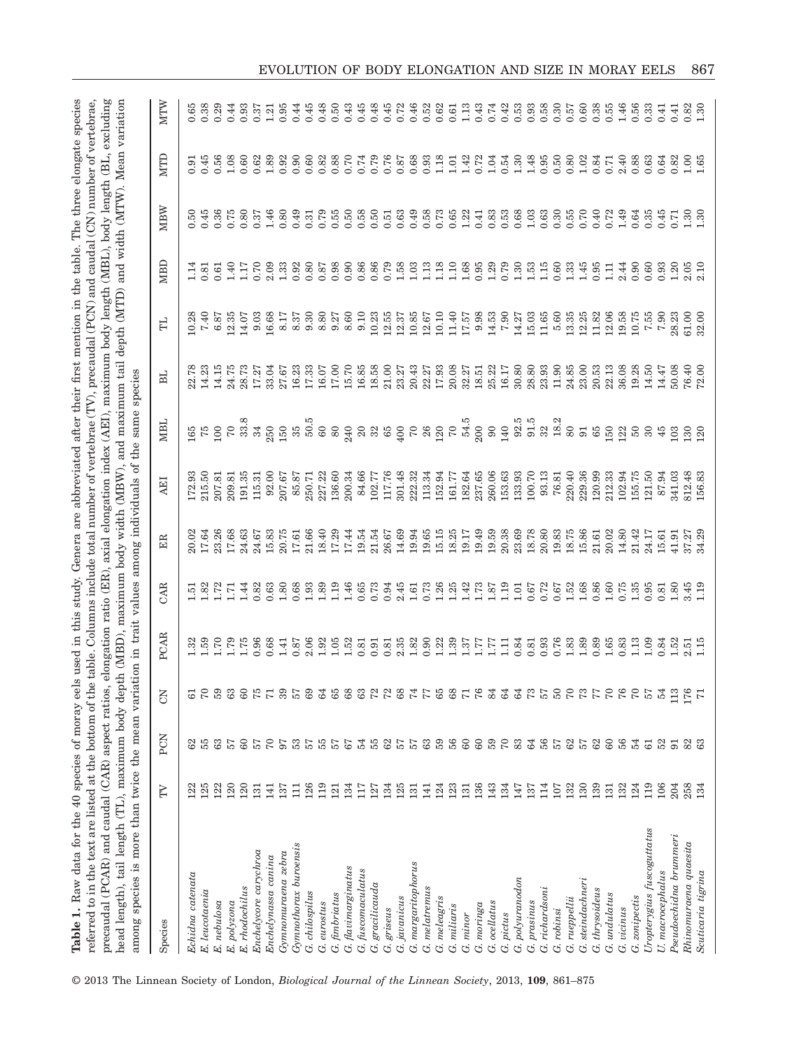**Table 1.** Raw data for the 40 species of moray eels used in this study. Genera are abbreviated after their first mention in the table. The three elongate species referred to in the text are listed at the bottom of the table. Columns include total number of vertebrae (TV), precaudal (PCN) and caudal (CN) number of vertebrae, precaudal (PCAR) and caudal (CAR) aspect ratios, elongation ratio (ER), axial elongation index (AEI), maximum body length (MBL), body length (BL, excluding head length), tail length (TL), maximum body depth (MBD), maximum body width (MBW), and maximum tail depth (MTD) and width (MTW). Mean variation among species is more than twice the mean variation in trait values among individuals of the same species

| Species | TV | PCN | CN | PCAR | CAR | ER | AEI | MBL | BL | TL | MBD | MBW | MTD | MTW |
|---|---|---|---|---|---|---|---|---|---|---|---|---|---|---|
| *Echidna catenata* | 122 | 62 | 61 | 1.32 | 1.51 | 20.02 | 172.93 | 165 | 22.78 | 10.28 | 1.14 | 0.50 | 0.91 | 0.65 |
| *E. leucotaenia* | 125 | 55 | 70 | 1.59 | 1.82 | 17.64 | 215.50 | 75 | 14.23 | 7.40 | 0.81 | 0.45 | 0.45 | 0.38 |
| *E. nebulosa* | 122 | 63 | 59 | 1.70 | 1.72 | 23.26 | 207.81 | 100 | 14.15 | 6.87 | 0.61 | 0.36 | 0.56 | 0.29 |
| *E. polyzona* | 120 | 57 | 63 | 1.79 | 1.71 | 17.68 | 209.81 | 70 | 24.75 | 12.35 | 1.40 | 0.75 | 1.08 | 0.44 |
| *E. rhodochilus* | 120 | 60 | 60 | 1.75 | 1.44 | 24.63 | 191.35 | 33.8 | 28.73 | 14.07 | 1.17 | 0.80 | 0.60 | 0.93 |
| *Enchelycore carychroa* | 131 | 57 | 75 | 0.96 | 0.82 | 24.67 | 115.31 | 34 | 17.27 | 9.03 | 0.70 | 0.37 | 0.62 | 0.37 |
| *Enchelynassa canina* | 141 | 70 | 71 | 0.68 | 0.63 | 15.83 | 92.00 | 250 | 33.04 | 16.68 | 2.09 | 1.46 | 1.89 | 1.21 |
| *Gymnomuraena zebra* | 137 | 97 | 39 | 1.41 | 1.80 | 20.75 | 207.67 | 150 | 27.67 | 8.17 | 1.33 | 0.80 | 0.92 | 0.95 |
| *Gymnothorax buroensis* | 111 | 53 | 57 | 0.87 | 0.68 | 17.61 | 85.87 | 35 | 16.23 | 8.37 | 0.92 | 0.49 | 0.90 | 0.44 |
| *G. chilospilus* | 126 | 57 | 69 | 2.06 | 1.93 | 21.66 | 250.71 | 50.5 | 17.33 | 9.30 | 0.80 | 0.31 | 0.60 | 0.45 |
| *G. eurostus* | 119 | 55 | 64 | 1.92 | 1.89 | 18.40 | 227.22 | 60 | 16.07 | 8.80 | 0.87 | 0.79 | 0.82 | 0.48 |
| *G. fimbriatus* | 121 | 57 | 65 | 1.05 | 1.19 | 17.29 | 136.60 | 80 | 17.00 | 9.27 | 0.98 | 0.55 | 0.88 | 0.50 |
| *G. flavimarginatus* | 134 | 67 | 68 | 1.52 | 1.46 | 17.44 | 200.34 | 240 | 15.70 | 8.60 | 0.90 | 0.50 | 0.70 | 0.43 |
| *G. fuscomaculatus* | 117 | 54 | 63 | 0.81 | 0.65 | 19.54 | 84.66 | 20 | 16.85 | 9.10 | 0.86 | 0.58 | 0.74 | 0.45 |
| *G. gracilicauda* | 127 | 55 | 72 | 0.91 | 0.73 | 21.54 | 102.77 | 32 | 18.58 | 10.23 | 0.86 | 0.50 | 0.79 | 0.48 |
| *G. griseus* | 134 | 62 | 72 | 0.81 | 0.94 | 26.67 | 117.76 | 65 | 21.00 | 12.55 | 0.79 | 0.51 | 0.76 | 0.45 |
| *G. javanicus* | 125 | 57 | 68 | 2.35 | 2.45 | 14.69 | 301.48 | 400 | 23.27 | 12.37 | 1.58 | 0.63 | 0.87 | 0.72 |
| *G. margaritophorus* | 131 | 57 | 74 | 1.82 | 1.61 | 19.94 | 222.32 | 70 | 20.43 | 10.85 | 1.03 | 0.49 | 0.68 | 0.46 |
| *G. melatremus* | 141 | 63 | 77 | 0.90 | 0.73 | 19.65 | 113.34 | 26 | 22.27 | 12.67 | 1.13 | 0.58 | 0.93 | 0.52 |
| *G. meleagris* | 124 | 59 | 65 | 1.22 | 1.26 | 15.15 | 152.94 | 120 | 17.93 | 10.10 | 1.18 | 0.73 | 1.18 | 0.62 |
| *G. miliaris* | 123 | 56 | 68 | 1.39 | 1.25 | 18.25 | 161.77 | 70 | 20.08 | 11.40 | 1.10 | 0.65 | 1.01 | 0.61 |
| *G. minor* | 131 | 60 | 71 | 1.37 | 1.42 | 19.17 | 182.64 | 54.5 | 32.27 | 17.57 | 1.68 | 1.22 | 1.42 | 1.13 |
| *G. moringa* | 136 | 60 | 76 | 1.77 | 1.73 | 19.49 | 237.65 | 200 | 18.51 | 9.98 | 0.95 | 0.41 | 0.72 | 0.43 |
| *G. ocellatus* | 143 | 59 | 84 | 1.77 | 1.87 | 19.59 | 260.06 | 90 | 25.22 | 14.53 | 1.29 | 0.83 | 1.04 | 0.74 |
| *G. pictus* | 134 | 70 | 64 | 1.11 | 1.19 | 20.38 | 153.63 | 140 | 16.17 | 7.90 | 0.79 | 0.53 | 0.54 | 0.42 |
| *G. polyuranodon* | 147 | 83 | 64 | 0.84 | 1.01 | 23.69 | 133.93 | 92.5 | 30.80 | 14.27 | 1.30 | 0.68 | 1.30 | 0.53 |
| *G. prasinus* | 137 | 64 | 73 | 0.81 | 0.67 | 18.78 | 100.70 | 91.5 | 28.80 | 15.03 | 1.53 | 1.03 | 1.48 | 0.93 |
| *G. richardsoni* | 114 | 56 | 57 | 0.93 | 0.72 | 20.80 | 93.13 | 32 | 23.93 | 11.65 | 1.15 | 0.63 | 0.95 | 0.58 |
| *G. robinsi* | 107 | 57 | 50 | 0.76 | 0.67 | 19.83 | 76.81 | 18.2 | 11.90 | 5.60 | 0.60 | 0.30 | 0.50 | 0.30 |
| *G. rueppellii* | 132 | 62 | 70 | 1.83 | 1.52 | 18.75 | 220.40 | 80 | 24.85 | 13.35 | 1.33 | 0.55 | 0.80 | 0.57 |
| *G. steindachneri* | 130 | 57 | 73 | 1.89 | 1.68 | 15.86 | 229.36 | 91 | 23.00 | 12.25 | 1.45 | 0.70 | 1.02 | 0.60 |
| *G. thyrsoideus* | 139 | 62 | 77 | 0.89 | 0.86 | 21.61 | 120.99 | 65 | 20.53 | 11.82 | 0.95 | 0.40 | 0.84 | 0.38 |
| *G. undulatus* | 131 | 60 | 70 | 1.65 | 1.60 | 20.02 | 212.33 | 150 | 22.13 | 12.06 | 1.11 | 0.72 | 0.71 | 0.55 |
| *G. vicinus* | 132 | 56 | 76 | 0.83 | 0.75 | 14.80 | 102.94 | 122 | 36.08 | 19.58 | 2.44 | 1.49 | 2.40 | 1.46 |
| *G. zonipectis* | 124 | 54 | 70 | 1.13 | 1.35 | 21.42 | 155.75 | 50 | 19.28 | 10.75 | 0.90 | 0.64 | 0.88 | 0.56 |
| *Uropterygius fuscoguttatus* | 119 | 61 | 57 | 1.09 | 0.95 | 24.17 | 121.50 | 30 | 14.50 | 7.55 | 0.60 | 0.35 | 0.63 | 0.33 |
| *U. macrocephalus* | 106 | 52 | 54 | 0.84 | 0.81 | 15.61 | 87.94 | 45 | 14.47 | 7.90 | 0.93 | 0.45 | 0.64 | 0.41 |
| *Pseudoechidna brummeri* | 204 | 91 | 113 | 1.52 | 1.80 | 41.91 | 341.03 | 103 | 50.08 | 28.23 | 1.20 | 0.71 | 0.82 | 0.41 |
| *Rhinomuraena quaesita* | 258 | 82 | 176 | 2.51 | 3.45 | 37.27 | 812.48 | 130 | 76.40 | 61.00 | 2.05 | 1.30 | 1.00 | 0.82 |
| *Scuticaria tigrina* | 134 | 63 | 71 | 1.15 | 1.19 | 34.29 | 156.83 | 120 | 72.00 | 32.00 | 2.10 | 1.30 | 1.65 | 1.30 |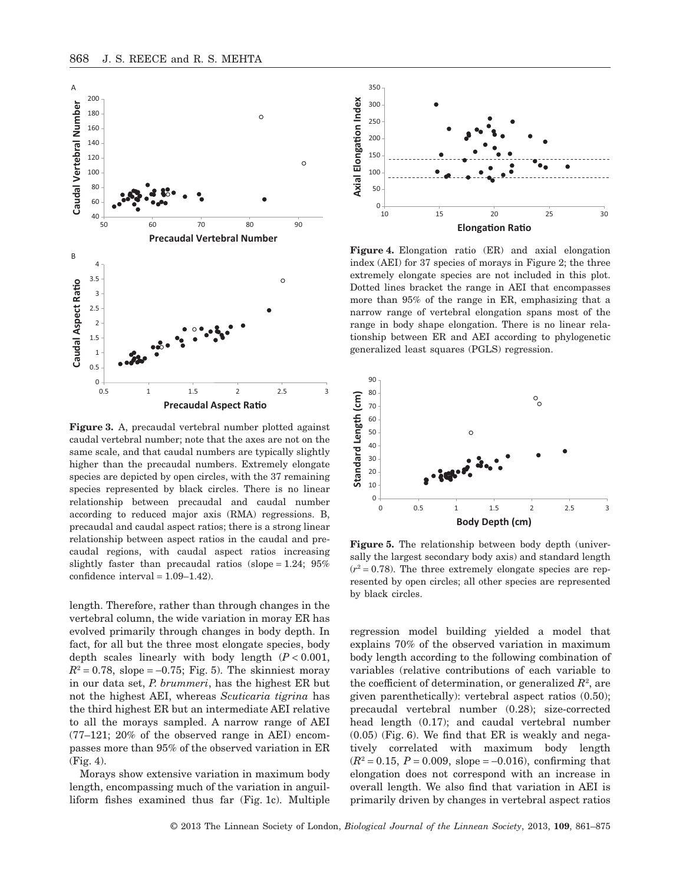**Figure 3.** A, precaudal vertebral number plotted against caudal vertebral number; note that the axes are not on the same scale, and that caudal numbers are typically slightly higher than the precaudal numbers. Extremely elongate species are depicted by open circles, with the 37 remaining species represented by black circles. There is no linear relationship between precaudal and caudal number according to reduced major axis (RMA) regressions. B, precaudal and caudal aspect ratios; there is a strong linear relationship between aspect ratios in the caudal and precaudal regions, with caudal aspect ratios increasing slightly faster than precaudal ratios (slope = 1.24; 95% confidence interval = 1.09–1.42).

**Figure 4.** Elongation ratio (ER) and axial elongation index (AEI) for 37 species of morays in Figure 2; the three extremely elongate species are not included in this plot. Dotted lines bracket the range in AEI that encompasses more than 95% of the range in ER, emphasizing that a narrow range of vertebral elongation spans most of the range in body shape elongation. There is no linear relationship between ER and AEI according to phylogenetic generalized least squares (PGLS) regression.

**Figure 5.** The relationship between body depth (universally the largest secondary body axis) and standard length ($r^2 = 0.78$). The three extremely elongate species are represented by open circles; all other species are represented by black circles.

length. Therefore, rather than through changes in the vertebral column, the wide variation in moray ER has evolved primarily through changes in body depth. In fact, for all but the three most elongate species, body depth scales linearly with body length ($P < 0.001$, $R^2 = 0.78$, slope = –0.75; Fig. 5). The skinniest moray in our data set, *P. brummeri*, has the highest ER but not the highest AEI, whereas *Scuticaria tigrina* has the third highest ER but an intermediate AEI relative to all the morays sampled. A narrow range of AEI (77–121; 20% of the observed range in AEI) encompasses more than 95% of the observed variation in ER (Fig. 4).

Morays show extensive variation in maximum body length, encompassing much of the variation in anguilliform fishes examined thus far (Fig. 1c). Multiple regression model building yielded a model that explains 70% of the observed variation in maximum body length according to the following combination of variables (relative contributions of each variable to the coefficient of determination, or generalized $R^2$, are given parenthetically): vertebral aspect ratios (0.50); precaudal vertebral number (0.28); size-corrected head length (0.17); and caudal vertebral number (0.05) (Fig. 6). We find that ER is weakly and negatively correlated with maximum body length ($R^2 = 0.15$, $P = 0.009$, slope = –0.016), confirming that elongation does not correspond with an increase in overall length. We also find that variation in AEI is primarily driven by changes in vertebral aspect ratios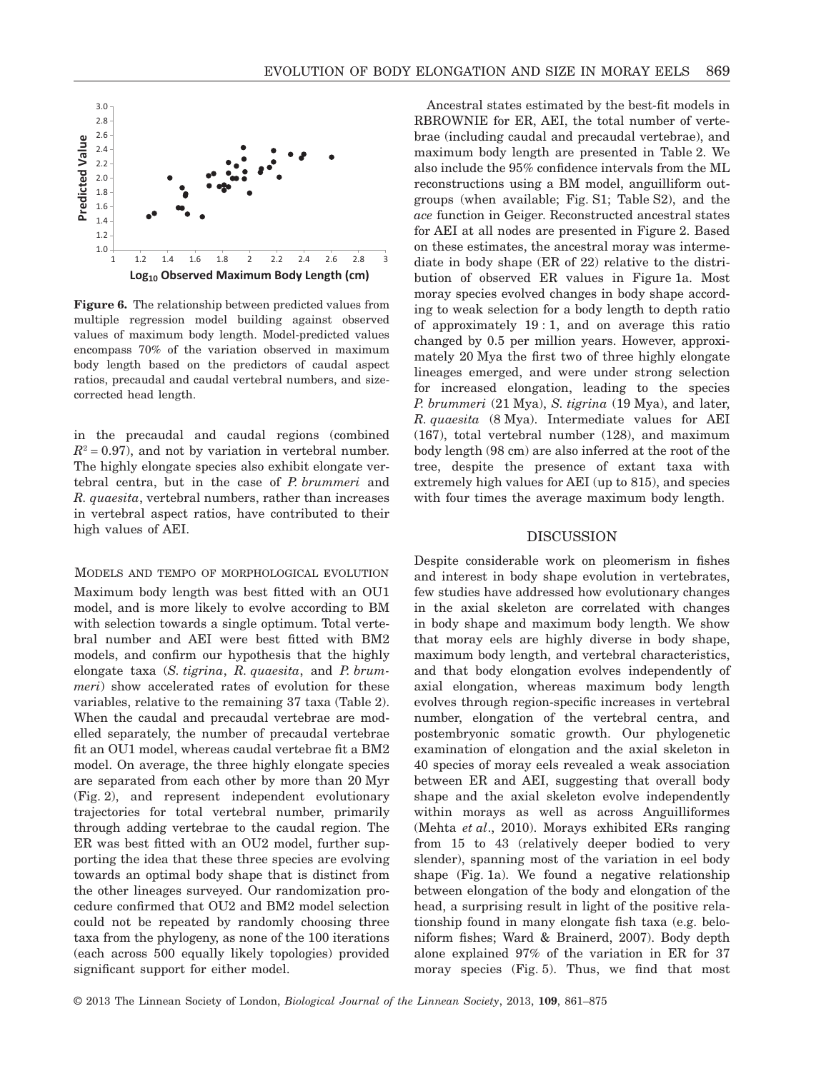**Figure 6.** The relationship between predicted values from multiple regression model building against observed values of maximum body length. Model-predicted values encompass 70% of the variation observed in maximum body length based on the predictors of caudal aspect ratios, precaudal and caudal vertebral numbers, and size-corrected head length.

in the precaudal and caudal regions (combined $R^2 = 0.97$), and not by variation in vertebral number. The highly elongate species also exhibit elongate vertebral centra, but in the case of *P. brummeri* and *R. quaesita*, vertebral numbers, rather than increases in vertebral aspect ratios, have contributed to their high values of AEI.

### Models and tempo of morphological evolution

Maximum body length was best fitted with an OU1 model, and is more likely to evolve according to BM with selection towards a single optimum. Total vertebral number and AEI were best fitted with BM2 models, and confirm our hypothesis that the highly elongate taxa (*S. tigrina*, *R. quaesita*, and *P. brummeri*) show accelerated rates of evolution for these variables, relative to the remaining 37 taxa (Table 2). When the caudal and precaudal vertebrae are modelled separately, the number of precaudal vertebrae fit an OU1 model, whereas caudal vertebrae fit a BM2 model. On average, the three highly elongate species are separated from each other by more than 20 Myr (Fig. 2), and represent independent evolutionary trajectories for total vertebral number, primarily through adding vertebrae to the caudal region. The ER was best fitted with an OU2 model, further supporting the idea that these three species are evolving towards an optimal body shape that is distinct from the other lineages surveyed. Our randomization procedure confirmed that OU2 and BM2 model selection could not be repeated by randomly choosing three taxa from the phylogeny, as none of the 100 iterations (each across 500 equally likely topologies) provided significant support for either model.

Ancestral states estimated by the best-fit models in RBROWNIE for ER, AEI, the total number of vertebrae (including caudal and precaudal vertebrae), and maximum body length are presented in Table 2. We also include the 95% confidence intervals from the ML reconstructions using a BM model, anguilliform outgroups (when available; Fig. S1; Table S2), and the *ace* function in Geiger. Reconstructed ancestral states for AEI at all nodes are presented in Figure 2. Based on these estimates, the ancestral moray was intermediate in body shape (ER of 22) relative to the distribution of observed ER values in Figure 1a. Most moray species evolved changes in body shape according to weak selection for a body length to depth ratio of approximately 19 : 1, and on average this ratio changed by 0.5 per million years. However, approximately 20 Mya the first two of three highly elongate lineages emerged, and were under strong selection for increased elongation, leading to the species *P. brummeri* (21 Mya), *S. tigrina* (19 Mya), and later, *R. quaesita* (8 Mya). Intermediate values for AEI (167), total vertebral number (128), and maximum body length (98 cm) are also inferred at the root of the tree, despite the presence of extant taxa with extremely high values for AEI (up to 815), and species with four times the average maximum body length.

## Discussion

Despite considerable work on pleomerism in fishes and interest in body shape evolution in vertebrates, few studies have addressed how evolutionary changes in the axial skeleton are correlated with changes in body shape and maximum body length. We show that moray eels are highly diverse in body shape, maximum body length, and vertebral characteristics, and that body elongation evolves independently of axial elongation, whereas maximum body length evolves through region-specific increases in vertebral number, elongation of the vertebral centra, and postembryonic somatic growth. Our phylogenetic examination of elongation and the axial skeleton in 40 species of moray eels revealed a weak association between ER and AEI, suggesting that overall body shape and the axial skeleton evolve independently within morays as well as across Anguilliformes (Mehta *et al*., 2010). Morays exhibited ERs ranging from 15 to 43 (relatively deeper bodied to very slender), spanning most of the variation in eel body shape (Fig. 1a). We found a negative relationship between elongation of the body and elongation of the head, a surprising result in light of the positive relationship found in many elongate fish taxa (e.g. beloniform fishes; Ward & Brainerd, 2007). Body depth alone explained 97% of the variation in ER for 37 moray species (Fig. 5). Thus, we find that most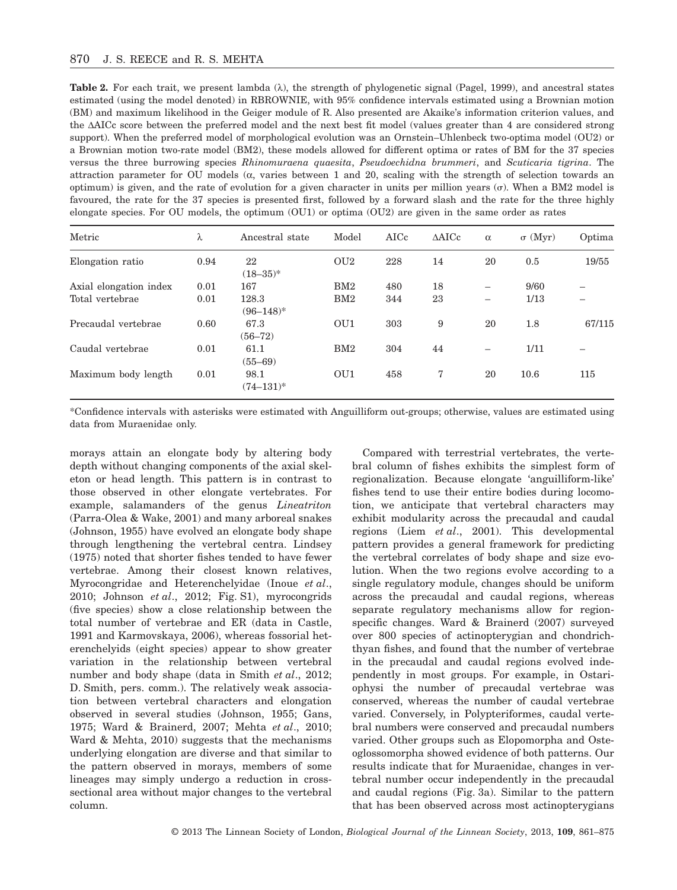**Table 2.** For each trait, we present lambda (λ), the strength of phylogenetic signal (Pagel, 1999), and ancestral states estimated (using the model denoted) in RBROWNIE, with 95% confidence intervals estimated using a Brownian motion (BM) and maximum likelihood in the Geiger module of R. Also presented are Akaike's information criterion values, and the ΔAICc score between the preferred model and the next best fit model (values greater than 4 are considered strong support). When the preferred model of morphological evolution was an Ornstein–Uhlenbeck two-optima model (OU2) or a Brownian motion two-rate model (BM2), these models allowed for different optima or rates of BM for the 37 species versus the three burrowing species *Rhinomuraena quaesita*, *Pseudoechidna brummeri*, and *Scuticaria tigrina*. The attraction parameter for OU models (α, varies between 1 and 20, scaling with the strength of selection towards an optimum) is given, and the rate of evolution for a given character in units per million years (σ). When a BM2 model is favoured, the rate for the 37 species is presented first, followed by a forward slash and the rate for the three highly elongate species. For OU models, the optimum (OU1) or optima (OU2) are given in the same order as rates

| Metric | λ | Ancestral state | Model | AICc | ΔAICc | α | σ (Myr) | Optima |
|---|---|---|---|---|---|---|---|---|
| Elongation ratio | 0.94 | 22 (18–35)* | OU2 | 228 | 14 | 20 | 0.5 | 19/55 |
| Axial elongation index | 0.01 | 167 | BM2 | 480 | 18 | – | 9/60 | – |
| Total vertebrae | 0.01 | 128.3 (96–148)* | BM2 | 344 | 23 | – | 1/13 | – |
| Precaudal vertebrae | 0.60 | 67.3 (56–72) | OU1 | 303 | 9 | 20 | 1.8 | 67/115 |
| Caudal vertebrae | 0.01 | 61.1 (55–69) | BM2 | 304 | 44 | – | 1/11 | – |
| Maximum body length | 0.01 | 98.1 (74–131)* | OU1 | 458 | 7 | 20 | 10.6 | 115 |

*Confidence intervals with asterisks were estimated with Anguilliform out-groups; otherwise, values are estimated using data from Muraenidae only.

morays attain an elongate body by altering body depth without changing components of the axial skeleton or head length. This pattern is in contrast to those observed in other elongate vertebrates. For example, salamanders of the genus *Lineatriton* (Parra-Olea & Wake, 2001) and many arboreal snakes (Johnson, 1955) have evolved an elongate body shape through lengthening the vertebral centra. Lindsey (1975) noted that shorter fishes tended to have fewer vertebrae. Among their closest known relatives, Myrocongridae and Heterenchelyidae (Inoue *et al*., 2010; Johnson *et al*., 2012; Fig. S1), myrocongrids (five species) show a close relationship between the total number of vertebrae and ER (data in Castle, 1991 and Karmovskaya, 2006), whereas fossorial heterenchelyids (eight species) appear to show greater variation in the relationship between vertebral number and body shape (data in Smith *et al*., 2012; D. Smith, pers. comm.). The relatively weak association between vertebral characters and elongation observed in several studies (Johnson, 1955; Gans, 1975; Ward & Brainerd, 2007; Mehta *et al*., 2010; Ward & Mehta, 2010) suggests that the mechanisms underlying elongation are diverse and that similar to the pattern observed in morays, members of some lineages may simply undergo a reduction in cross-sectional area without major changes to the vertebral column.

Compared with terrestrial vertebrates, the vertebral column of fishes exhibits the simplest form of regionalization. Because elongate 'anguilliform-like' fishes tend to use their entire bodies during locomotion, we anticipate that vertebral characters may exhibit modularity across the precaudal and caudal regions (Liem *et al*., 2001). This developmental pattern provides a general framework for predicting the vertebral correlates of body shape and size evolution. When the two regions evolve according to a single regulatory module, changes should be uniform across the precaudal and caudal regions, whereas separate regulatory mechanisms allow for region-specific changes. Ward & Brainerd (2007) surveyed over 800 species of actinopterygian and chondrichthyan fishes, and found that the number of vertebrae in the precaudal and caudal regions evolved independently in most groups. For example, in Ostariophysi the number of precaudal vertebrae was conserved, whereas the number of caudal vertebrae varied. Conversely, in Polypteriformes, caudal vertebral numbers were conserved and precaudal numbers varied. Other groups such as Elopomorpha and Osteoglossomorpha showed evidence of both patterns. Our results indicate that for Muraenidae, changes in vertebral number occur independently in the precaudal and caudal regions (Fig. 3a). Similar to the pattern that has been observed across most actinopterygians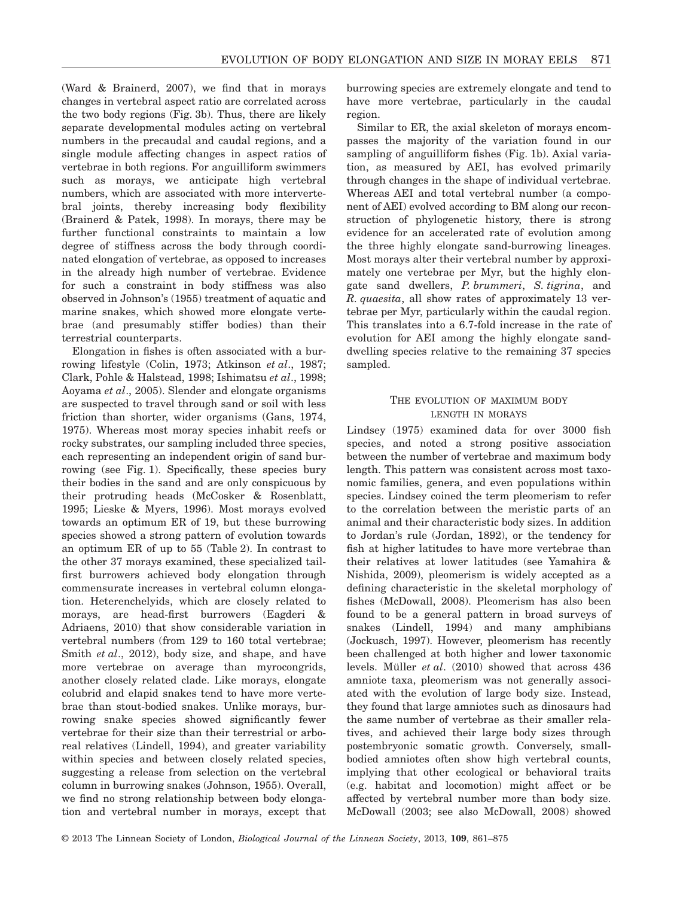(Ward & Brainerd, 2007), we find that in morays changes in vertebral aspect ratio are correlated across the two body regions (Fig. 3b). Thus, there are likely separate developmental modules acting on vertebral numbers in the precaudal and caudal regions, and a single module affecting changes in aspect ratios of vertebrae in both regions. For anguilliform swimmers such as morays, we anticipate high vertebral numbers, which are associated with more intervertebral joints, thereby increasing body flexibility (Brainerd & Patek, 1998). In morays, there may be further functional constraints to maintain a low degree of stiffness across the body through coordinated elongation of vertebrae, as opposed to increases in the already high number of vertebrae. Evidence for such a constraint in body stiffness was also observed in Johnson's (1955) treatment of aquatic and marine snakes, which showed more elongate vertebrae (and presumably stiffer bodies) than their terrestrial counterparts.

Elongation in fishes is often associated with a burrowing lifestyle (Colin, 1973; Atkinson *et al*., 1987; Clark, Pohle & Halstead, 1998; Ishimatsu *et al*., 1998; Aoyama *et al*., 2005). Slender and elongate organisms are suspected to travel through sand or soil with less friction than shorter, wider organisms (Gans, 1974, 1975). Whereas most moray species inhabit reefs or rocky substrates, our sampling included three species, each representing an independent origin of sand burrowing (see Fig. 1). Specifically, these species bury their bodies in the sand and are only conspicuous by their protruding heads (McCosker & Rosenblatt, 1995; Lieske & Myers, 1996). Most morays evolved towards an optimum ER of 19, but these burrowing species showed a strong pattern of evolution towards an optimum ER of up to 55 (Table 2). In contrast to the other 37 morays examined, these specialized tail-first burrowers achieved body elongation through commensurate increases in vertebral column elongation. Heterenchelyids, which are closely related to morays, are head-first burrowers (Eagderi & Adriaens, 2010) that show considerable variation in vertebral numbers (from 129 to 160 total vertebrae; Smith *et al*., 2012), body size, and shape, and have more vertebrae on average than myrocongrids, another closely related clade. Like morays, elongate colubrid and elapid snakes tend to have more vertebrae than stout-bodied snakes. Unlike morays, burrowing snake species showed significantly fewer vertebrae for their size than their terrestrial or arboreal relatives (Lindell, 1994), and greater variability within species and between closely related species, suggesting a release from selection on the vertebral column in burrowing snakes (Johnson, 1955). Overall, we find no strong relationship between body elongation and vertebral number in morays, except that burrowing species are extremely elongate and tend to have more vertebrae, particularly in the caudal region.

Similar to ER, the axial skeleton of morays encompasses the majority of the variation found in our sampling of anguilliform fishes (Fig. 1b). Axial variation, as measured by AEI, has evolved primarily through changes in the shape of individual vertebrae. Whereas AEI and total vertebral number (a component of AEI) evolved according to BM along our reconstruction of phylogenetic history, there is strong evidence for an accelerated rate of evolution among the three highly elongate sand-burrowing lineages. Most morays alter their vertebral number by approximately one vertebrae per Myr, but the highly elongate sand dwellers, *P. brummeri*, *S. tigrina*, and *R. quaesita*, all show rates of approximately 13 vertebrae per Myr, particularly within the caudal region. This translates into a 6.7-fold increase in the rate of evolution for AEI among the highly elongate sand-dwelling species relative to the remaining 37 species sampled.

## The evolution of maximum body length in morays

Lindsey (1975) examined data for over 3000 fish species, and noted a strong positive association between the number of vertebrae and maximum body length. This pattern was consistent across most taxonomic families, genera, and even populations within species. Lindsey coined the term pleomerism to refer to the correlation between the meristic parts of an animal and their characteristic body sizes. In addition to Jordan's rule (Jordan, 1892), or the tendency for fish at higher latitudes to have more vertebrae than their relatives at lower latitudes (see Yamahira & Nishida, 2009), pleomerism is widely accepted as a defining characteristic in the skeletal morphology of fishes (McDowall, 2008). Pleomerism has also been found to be a general pattern in broad surveys of snakes (Lindell, 1994) and many amphibians (Jockusch, 1997). However, pleomerism has recently been challenged at both higher and lower taxonomic levels. Müller *et al*. (2010) showed that across 436 amniote taxa, pleomerism was not generally associated with the evolution of large body size. Instead, they found that large amniotes such as dinosaurs had the same number of vertebrae as their smaller relatives, and achieved their large body sizes through postembryonic somatic growth. Conversely, small-bodied amniotes often show high vertebral counts, implying that other ecological or behavioral traits (e.g. habitat and locomotion) might affect or be affected by vertebral number more than body size. McDowall (2003; see also McDowall, 2008) showed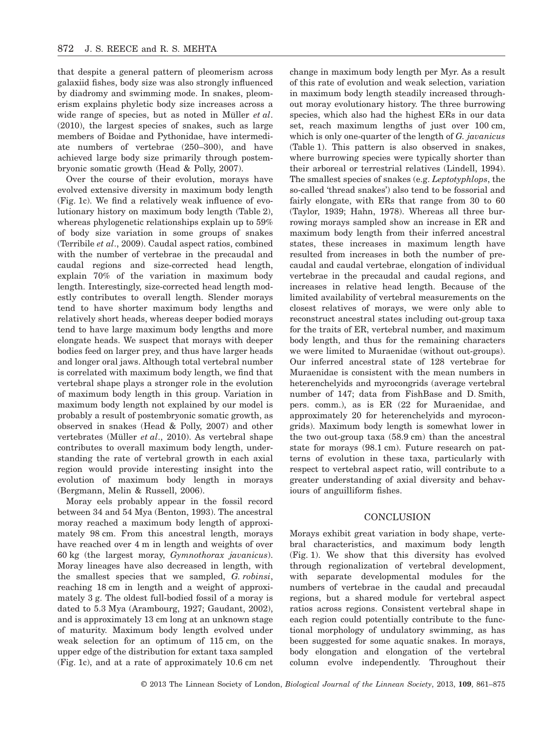that despite a general pattern of pleomerism across galaxiid fishes, body size was also strongly influenced by diadromy and swimming mode. In snakes, pleomerism explains phyletic body size increases across a wide range of species, but as noted in Müller *et al*. (2010), the largest species of snakes, such as large members of Boidae and Pythonidae, have intermediate numbers of vertebrae (250–300), and have achieved large body size primarily through postembryonic somatic growth (Head & Polly, 2007).

Over the course of their evolution, morays have evolved extensive diversity in maximum body length (Fig. 1c). We find a relatively weak influence of evolutionary history on maximum body length (Table 2), whereas phylogenetic relationships explain up to 59% of body size variation in some groups of snakes (Terribile *et al*., 2009). Caudal aspect ratios, combined with the number of vertebrae in the precaudal and caudal regions and size-corrected head length, explain 70% of the variation in maximum body length. Interestingly, size-corrected head length modestly contributes to overall length. Slender morays tend to have shorter maximum body lengths and relatively short heads, whereas deeper bodied morays tend to have large maximum body lengths and more elongate heads. We suspect that morays with deeper bodies feed on larger prey, and thus have larger heads and longer oral jaws. Although total vertebral number is correlated with maximum body length, we find that vertebral shape plays a stronger role in the evolution of maximum body length in this group. Variation in maximum body length not explained by our model is probably a result of postembryonic somatic growth, as observed in snakes (Head & Polly, 2007) and other vertebrates (Müller *et al*., 2010). As vertebral shape contributes to overall maximum body length, understanding the rate of vertebral growth in each axial region would provide interesting insight into the evolution of maximum body length in morays (Bergmann, Melin & Russell, 2006).

Moray eels probably appear in the fossil record between 34 and 54 Mya (Benton, 1993). The ancestral moray reached a maximum body length of approximately 98 cm. From this ancestral length, morays have reached over 4 m in length and weights of over 60 kg (the largest moray, *Gymnothorax javanicus*). Moray lineages have also decreased in length, with the smallest species that we sampled, *G. robinsi*, reaching 18 cm in length and a weight of approximately 3 g. The oldest full-bodied fossil of a moray is dated to 5.3 Mya (Arambourg, 1927; Gaudant, 2002), and is approximately 13 cm long at an unknown stage of maturity. Maximum body length evolved under weak selection for an optimum of 115 cm, on the upper edge of the distribution for extant taxa sampled (Fig. 1c), and at a rate of approximately 10.6 cm net change in maximum body length per Myr. As a result of this rate of evolution and weak selection, variation in maximum body length steadily increased throughout moray evolutionary history. The three burrowing species, which also had the highest ERs in our data set, reach maximum lengths of just over 100 cm, which is only one-quarter of the length of *G. javanicus* (Table 1). This pattern is also observed in snakes, where burrowing species were typically shorter than their arboreal or terrestrial relatives (Lindell, 1994). The smallest species of snakes (e.g. *Leptotyphlops*, the so-called 'thread snakes') also tend to be fossorial and fairly elongate, with ERs that range from 30 to 60 (Taylor, 1939; Hahn, 1978). Whereas all three burrowing morays sampled show an increase in ER and maximum body length from their inferred ancestral states, these increases in maximum length have resulted from increases in both the number of precaudal and caudal vertebrae, elongation of individual vertebrae in the precaudal and caudal regions, and increases in relative head length. Because of the limited availability of vertebral measurements on the closest relatives of morays, we were only able to reconstruct ancestral states including out-group taxa for the traits of ER, vertebral number, and maximum body length, and thus for the remaining characters we were limited to Muraenidae (without out-groups). Our inferred ancestral state of 128 vertebrae for Muraenidae is consistent with the mean numbers in heterenchelyids and myrocongrids (average vertebral number of 147; data from FishBase and D. Smith, pers. comm.), as is ER (22 for Muraenidae, and approximately 20 for heterenchelyids and myrocongrids). Maximum body length is somewhat lower in the two out-group taxa (58.9 cm) than the ancestral state for morays (98.1 cm). Future research on patterns of evolution in these taxa, particularly with respect to vertebral aspect ratio, will contribute to a greater understanding of axial diversity and behaviours of anguilliform fishes.

## CONCLUSION

Morays exhibit great variation in body shape, vertebral characteristics, and maximum body length (Fig. 1). We show that this diversity has evolved through regionalization of vertebral development, with separate developmental modules for the numbers of vertebrae in the caudal and precaudal regions, but a shared module for vertebral aspect ratios across regions. Consistent vertebral shape in each region could potentially contribute to the functional morphology of undulatory swimming, as has been suggested for some aquatic snakes. In morays, body elongation and elongation of the vertebral column evolve independently. Throughout their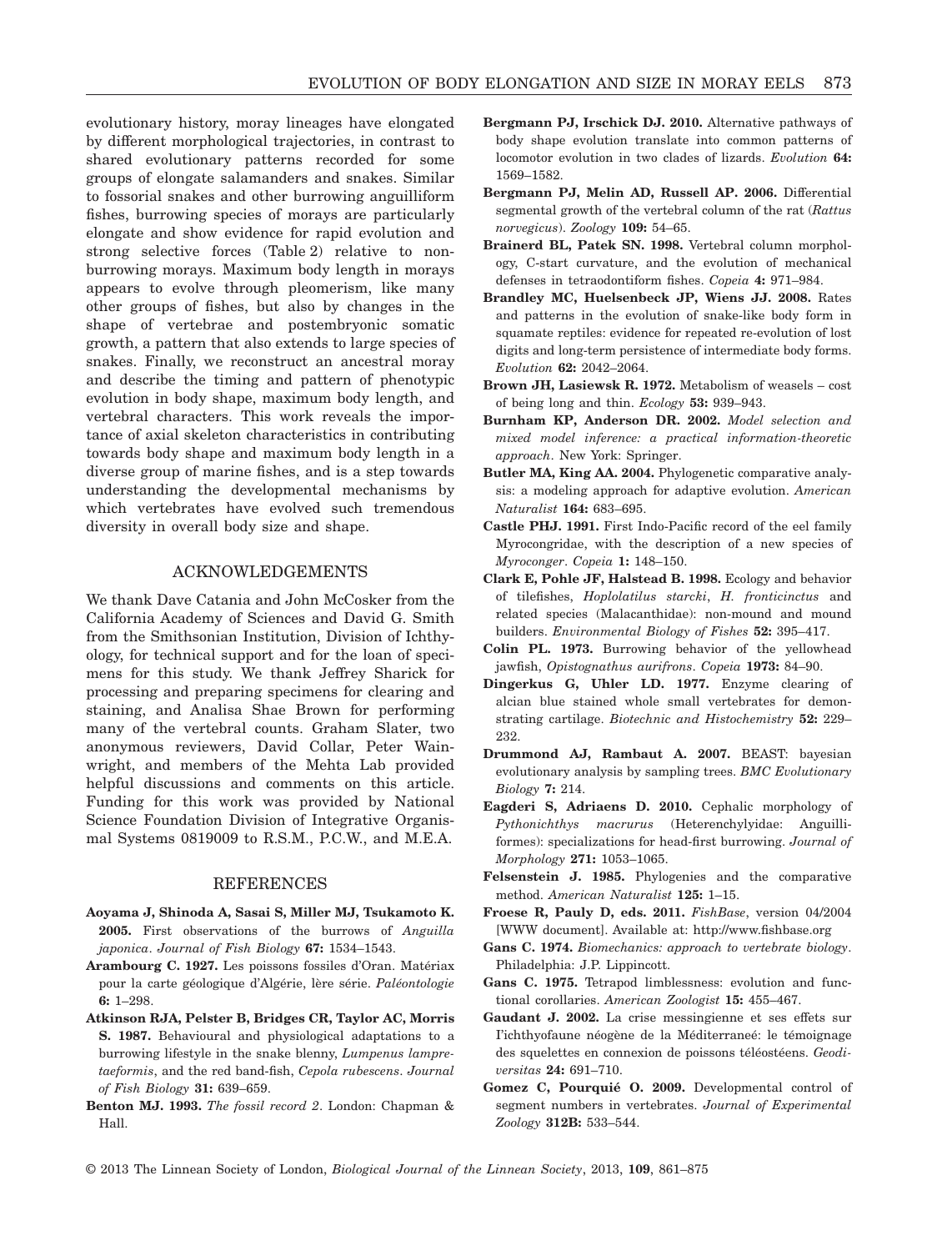evolutionary history, moray lineages have elongated by different morphological trajectories, in contrast to shared evolutionary patterns recorded for some groups of elongate salamanders and snakes. Similar to fossorial snakes and other burrowing anguilliform fishes, burrowing species of morays are particularly elongate and show evidence for rapid evolution and strong selective forces (Table 2) relative to non-burrowing morays. Maximum body length in morays appears to evolve through pleomerism, like many other groups of fishes, but also by changes in the shape of vertebrae and postembryonic somatic growth, a pattern that also extends to large species of snakes. Finally, we reconstruct an ancestral moray and describe the timing and pattern of phenotypic evolution in body shape, maximum body length, and vertebral characters. This work reveals the importance of axial skeleton characteristics in contributing towards body shape and maximum body length in a diverse group of marine fishes, and is a step towards understanding the developmental mechanisms by which vertebrates have evolved such tremendous diversity in overall body size and shape.

## ACKNOWLEDGEMENTS

We thank Dave Catania and John McCosker from the California Academy of Sciences and David G. Smith from the Smithsonian Institution, Division of Ichthyology, for technical support and for the loan of specimens for this study. We thank Jeffrey Sharick for processing and preparing specimens for clearing and staining, and Analisa Shae Brown for performing many of the vertebral counts. Graham Slater, two anonymous reviewers, David Collar, Peter Wainwright, and members of the Mehta Lab provided helpful discussions and comments on this article. Funding for this work was provided by National Science Foundation Division of Integrative Organismal Systems 0819009 to R.S.M., P.C.W., and M.E.A.

## REFERENCES

**Aoyama J, Shinoda A, Sasai S, Miller MJ, Tsukamoto K. 2005.** First observations of the burrows of *Anguilla japonica*. *Journal of Fish Biology* **67:** 1534–1543.

**Arambourg C. 1927.** Les poissons fossiles d'Oran. Matériax pour la carte géologique d'Algérie, lère série. *Paléontologie* **6:** 1–298.

**Atkinson RJA, Pelster B, Bridges CR, Taylor AC, Morris S. 1987.** Behavioural and physiological adaptations to a burrowing lifestyle in the snake blenny, *Lumpenus lampretaeformis*, and the red band-fish, *Cepola rubescens*. *Journal of Fish Biology* **31:** 639–659.

**Benton MJ. 1993.** *The fossil record 2*. London: Chapman & Hall.

**Bergmann PJ, Irschick DJ. 2010.** Alternative pathways of body shape evolution translate into common patterns of locomotor evolution in two clades of lizards. *Evolution* **64:** 1569–1582.

**Bergmann PJ, Melin AD, Russell AP. 2006.** Differential segmental growth of the vertebral column of the rat (*Rattus norvegicus*). *Zoology* **109:** 54–65.

**Brainerd BL, Patek SN. 1998.** Vertebral column morphology, C-start curvature, and the evolution of mechanical defenses in tetraodontiform fishes. *Copeia* **4:** 971–984.

**Brandley MC, Huelsenbeck JP, Wiens JJ. 2008.** Rates and patterns in the evolution of snake-like body form in squamate reptiles: evidence for repeated re-evolution of lost digits and long-term persistence of intermediate body forms. *Evolution* **62:** 2042–2064.

**Brown JH, Lasiewsk R. 1972.** Metabolism of weasels – cost of being long and thin. *Ecology* **53:** 939–943.

**Burnham KP, Anderson DR. 2002.** *Model selection and mixed model inference: a practical information-theoretic approach*. New York: Springer.

**Butler MA, King AA. 2004.** Phylogenetic comparative analysis: a modeling approach for adaptive evolution. *American Naturalist* **164:** 683–695.

**Castle PHJ. 1991.** First Indo-Pacific record of the eel family Myrocongridae, with the description of a new species of *Myroconger*. *Copeia* **1:** 148–150.

**Clark E, Pohle JF, Halstead B. 1998.** Ecology and behavior of tilefishes, *Hoplolatilus starcki*, *H. fronticinctus* and related species (Malacanthidae): non-mound and mound builders. *Environmental Biology of Fishes* **52:** 395–417.

**Colin PL. 1973.** Burrowing behavior of the yellowhead jawfish, *Opistognathus aurifrons*. *Copeia* **1973:** 84–90.

**Dingerkus G, Uhler LD. 1977.** Enzyme clearing of alcian blue stained whole small vertebrates for demonstrating cartilage. *Biotechnic and Histochemistry* **52:** 229–232.

**Drummond AJ, Rambaut A. 2007.** BEAST: bayesian evolutionary analysis by sampling trees. *BMC Evolutionary Biology* **7:** 214.

**Eagderi S, Adriaens D. 2010.** Cephalic morphology of *Pythonichthys macrurus* (Heterenchylyidae: Anguilliformes): specializations for head-first burrowing. *Journal of Morphology* **271:** 1053–1065.

**Felsenstein J. 1985.** Phylogenies and the comparative method. *American Naturalist* **125:** 1–15.

**Froese R, Pauly D, eds. 2011.** *FishBase*, version 04/2004 [WWW document]. Available at: http://www.fishbase.org

**Gans C. 1974.** *Biomechanics: approach to vertebrate biology*. Philadelphia: J.P. Lippincott.

**Gans C. 1975.** Tetrapod limblessness: evolution and functional corollaries. *American Zoologist* **15:** 455–467.

**Gaudant J. 2002.** La crise messingienne et ses effets sur l'ichthyofaune néogène de la Méditerraneé: le témoignage des squelettes en connexion de poissons téléostéens. *Geodiversitas* **24:** 691–710.

**Gomez C, Pourquié O. 2009.** Developmental control of segment numbers in vertebrates. *Journal of Experimental Zoology* **312B:** 533–544.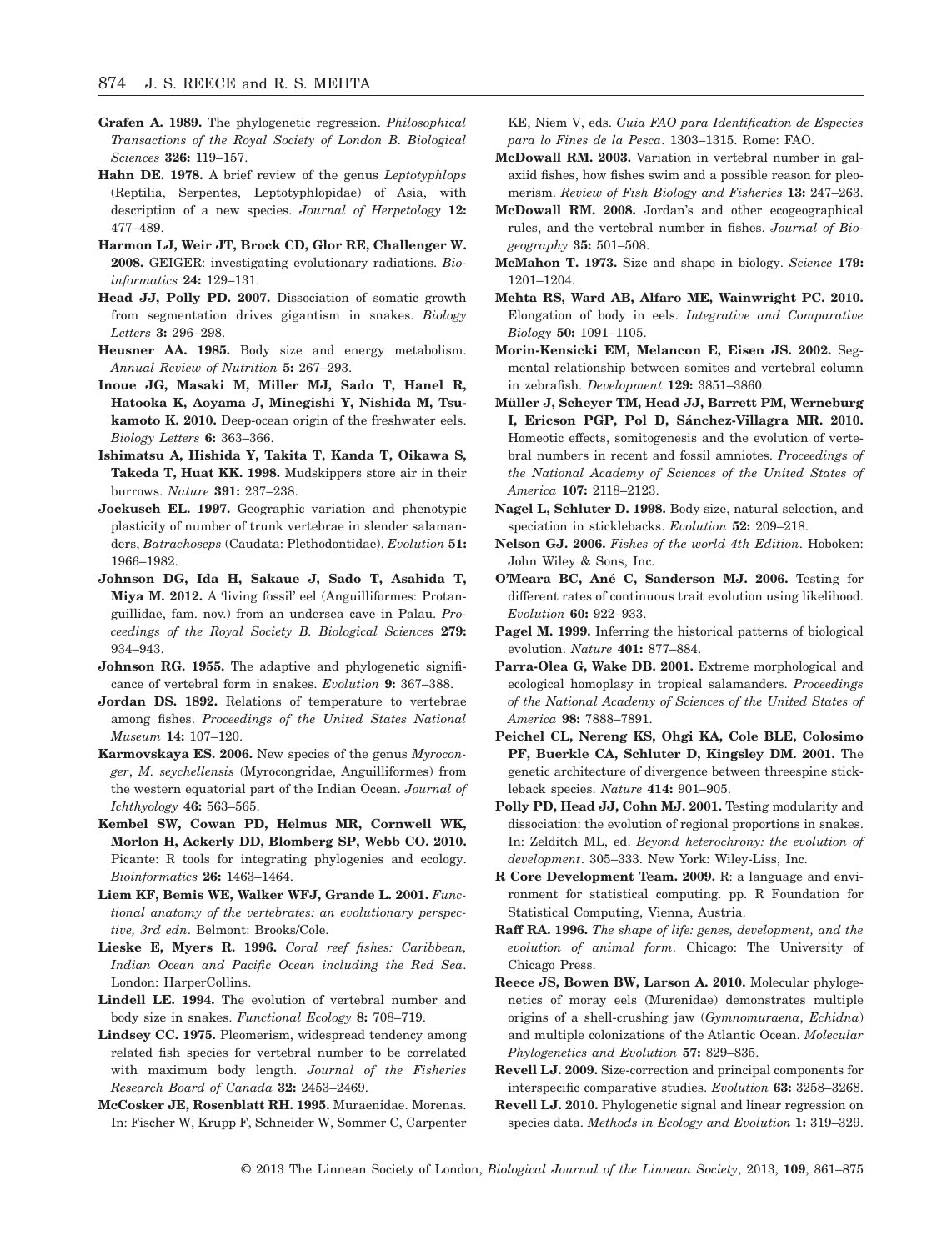**Grafen A. 1989.** The phylogenetic regression. *Philosophical Transactions of the Royal Society of London B. Biological Sciences* **326:** 119–157.

**Hahn DE. 1978.** A brief review of the genus *Leptotyphlops* (Reptilia, Serpentes, Leptotyphlopidae) of Asia, with description of a new species. *Journal of Herpetology* **12:** 477–489.

**Harmon LJ, Weir JT, Brock CD, Glor RE, Challenger W. 2008.** GEIGER: investigating evolutionary radiations. *Bioinformatics* **24:** 129–131.

**Head JJ, Polly PD. 2007.** Dissociation of somatic growth from segmentation drives gigantism in snakes. *Biology Letters* **3:** 296–298.

**Heusner AA. 1985.** Body size and energy metabolism. *Annual Review of Nutrition* **5:** 267–293.

**Inoue JG, Masaki M, Miller MJ, Sado T, Hanel R, Hatooka K, Aoyama J, Minegishi Y, Nishida M, Tsukamoto K. 2010.** Deep-ocean origin of the freshwater eels. *Biology Letters* **6:** 363–366.

**Ishimatsu A, Hishida Y, Takita T, Kanda T, Oikawa S, Takeda T, Huat KK. 1998.** Mudskippers store air in their burrows. *Nature* **391:** 237–238.

**Jockusch EL. 1997.** Geographic variation and phenotypic plasticity of number of trunk vertebrae in slender salamanders, *Batrachoseps* (Caudata: Plethodontidae). *Evolution* **51:** 1966–1982.

**Johnson DG, Ida H, Sakaue J, Sado T, Asahida T, Miya M. 2012.** A 'living fossil' eel (Anguilliformes: Protanguillidae, fam. nov.) from an undersea cave in Palau. *Proceedings of the Royal Society B. Biological Sciences* **279:** 934–943.

**Johnson RG. 1955.** The adaptive and phylogenetic significance of vertebral form in snakes. *Evolution* **9:** 367–388.

**Jordan DS. 1892.** Relations of temperature to vertebrae among fishes. *Proceedings of the United States National Museum* **14:** 107–120.

**Karmovskaya ES. 2006.** New species of the genus *Myroconger*, *M. seychellensis* (Myrocongridae, Anguilliformes) from the western equatorial part of the Indian Ocean. *Journal of Ichthyology* **46:** 563–565.

**Kembel SW, Cowan PD, Helmus MR, Cornwell WK, Morlon H, Ackerly DD, Blomberg SP, Webb CO. 2010.** Picante: R tools for integrating phylogenies and ecology. *Bioinformatics* **26:** 1463–1464.

**Liem KF, Bemis WE, Walker WFJ, Grande L. 2001.** *Functional anatomy of the vertebrates: an evolutionary perspective, 3rd edn*. Belmont: Brooks/Cole.

**Lieske E, Myers R. 1996.** *Coral reef fishes: Caribbean, Indian Ocean and Pacific Ocean including the Red Sea*. London: HarperCollins.

**Lindell LE. 1994.** The evolution of vertebral number and body size in snakes. *Functional Ecology* **8:** 708–719.

**Lindsey CC. 1975.** Pleomerism, widespread tendency among related fish species for vertebral number to be correlated with maximum body length. *Journal of the Fisheries Research Board of Canada* **32:** 2453–2469.

**McCosker JE, Rosenblatt RH. 1995.** Muraenidae. Morenas. In: Fischer W, Krupp F, Schneider W, Sommer C, Carpenter KE, Niem V, eds. *Guia FAO para Identificacion de Especies para lo Fines de la Pesca*. 1303–1315. Rome: FAO.

**McDowall RM. 2003.** Variation in vertebral number in galaxiid fishes, how fishes swim and a possible reason for pleomerism. *Review of Fish Biology and Fisheries* **13:** 247–263.

**McDowall RM. 2008.** Jordan's and other ecogeographical rules, and the vertebral number in fishes. *Journal of Biogeography* **35:** 501–508.

**McMahon T. 1973.** Size and shape in biology. *Science* **179:** 1201–1204.

**Mehta RS, Ward AB, Alfaro ME, Wainwright PC. 2010.** Elongation of body in eels. *Integrative and Comparative Biology* **50:** 1091–1105.

**Morin-Kensicki EM, Melancon E, Eisen JS. 2002.** Segmental relationship between somites and vertebral column in zebrafish. *Development* **129:** 3851–3860.

**Müller J, Scheyer TM, Head JJ, Barrett PM, Werneburg I, Ericson PGP, Pol D, Sánchez-Villagra MR. 2010.** Homeotic effects, somitogenesis and the evolution of vertebral numbers in recent and fossil amniotes. *Proceedings of the National Academy of Sciences of the United States of America* **107:** 2118–2123.

**Nagel L, Schluter D. 1998.** Body size, natural selection, and speciation in sticklebacks. *Evolution* **52:** 209–218.

**Nelson GJ. 2006.** *Fishes of the world 4th Edition*. Hoboken: John Wiley & Sons, Inc.

**O'Meara BC, Ané C, Sanderson MJ. 2006.** Testing for different rates of continuous trait evolution using likelihood. *Evolution* **60:** 922–933.

**Pagel M. 1999.** Inferring the historical patterns of biological evolution. *Nature* **401:** 877–884.

**Parra-Olea G, Wake DB. 2001.** Extreme morphological and ecological homoplasy in tropical salamanders. *Proceedings of the National Academy of Sciences of the United States of America* **98:** 7888–7891.

**Peichel CL, Nereng KS, Ohgi KA, Cole BLE, Colosimo PF, Buerkle CA, Schluter D, Kingsley DM. 2001.** The genetic architecture of divergence between threespine stickleback species. *Nature* **414:** 901–905.

**Polly PD, Head JJ, Cohn MJ. 2001.** Testing modularity and dissociation: the evolution of regional proportions in snakes. In: Zelditch ML, ed. *Beyond heterochrony: the evolution of development*. 305–333. New York: Wiley-Liss, Inc.

**R Core Development Team. 2009.** R: a language and environment for statistical computing. pp. R Foundation for Statistical Computing, Vienna, Austria.

**Raff RA. 1996.** *The shape of life: genes, development, and the evolution of animal form*. Chicago: The University of Chicago Press.

**Reece JS, Bowen BW, Larson A. 2010.** Molecular phylogenetics of moray eels (Murenidae) demonstrates multiple origins of a shell-crushing jaw (*Gymnomuraena*, *Echidna*) and multiple colonizations of the Atlantic Ocean. *Molecular Phylogenetics and Evolution* **57:** 829–835.

**Revell LJ. 2009.** Size-correction and principal components for interspecific comparative studies. *Evolution* **63:** 3258–3268.

**Revell LJ. 2010.** Phylogenetic signal and linear regression on species data. *Methods in Ecology and Evolution* **1:** 319–329.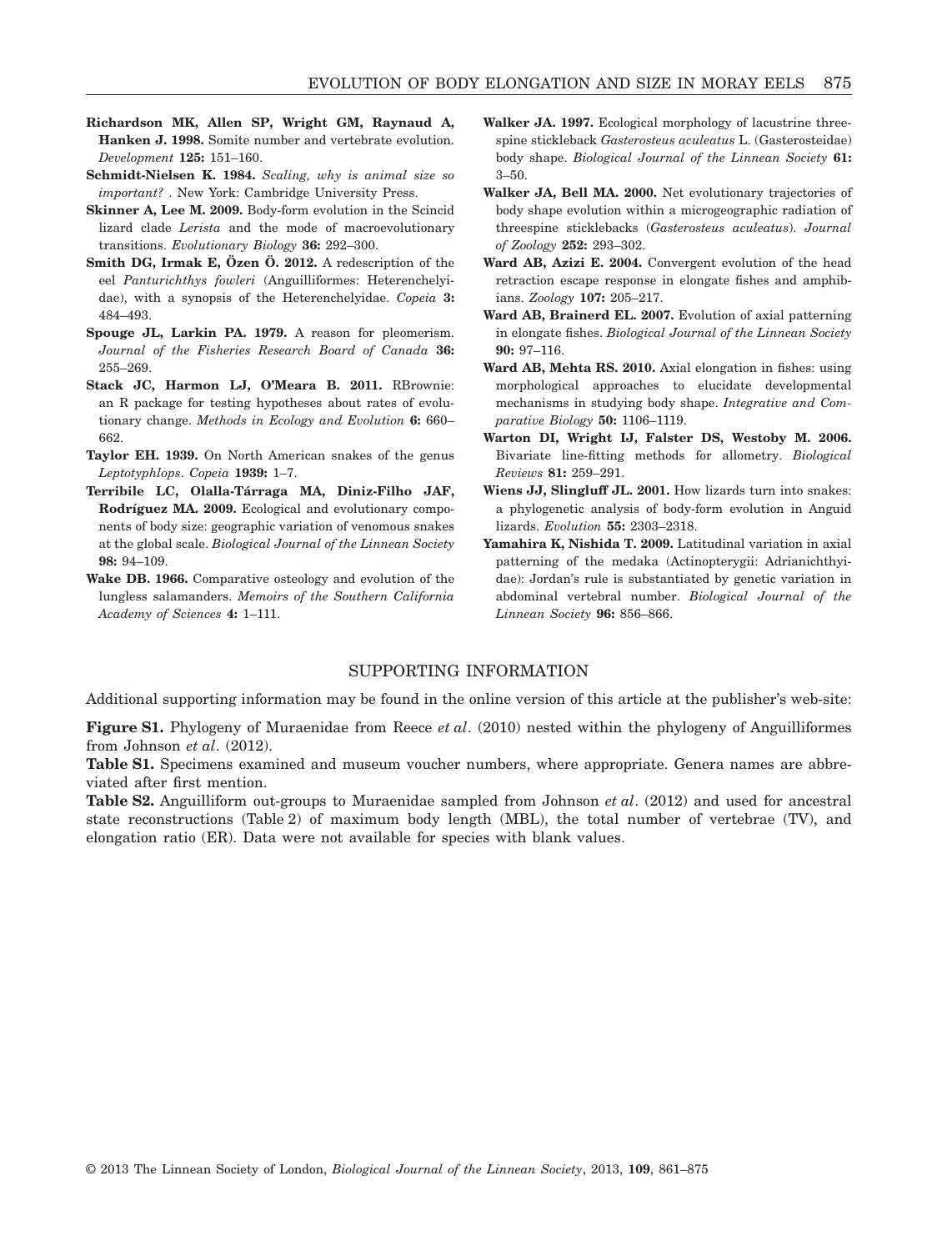**Richardson MK, Allen SP, Wright GM, Raynaud A, Hanken J. 1998.** Somite number and vertebrate evolution. *Development* **125:** 151–160.

**Schmidt-Nielsen K. 1984.** *Scaling, why is animal size so important?* . New York: Cambridge University Press.

**Skinner A, Lee M. 2009.** Body-form evolution in the Scincid lizard clade *Lerista* and the mode of macroevolutionary transitions. *Evolutionary Biology* **36:** 292–300.

**Smith DG, Irmak E, Özen Ö. 2012.** A redescription of the eel *Panturichthys fowleri* (Anguilliformes: Heterenchelyidae), with a synopsis of the Heterenchelyidae. *Copeia* **3:** 484–493.

**Spouge JL, Larkin PA. 1979.** A reason for pleomerism. *Journal of the Fisheries Research Board of Canada* **36:** 255–269.

**Stack JC, Harmon LJ, O'Meara B. 2011.** RBrownie: an R package for testing hypotheses about rates of evolutionary change. *Methods in Ecology and Evolution* **6:** 660–662.

**Taylor EH. 1939.** On North American snakes of the genus *Leptotyphlops*. *Copeia* **1939:** 1–7.

**Terribile LC, Olalla-Tárraga MA, Diniz-Filho JAF, Rodríguez MA. 2009.** Ecological and evolutionary components of body size: geographic variation of venomous snakes at the global scale. *Biological Journal of the Linnean Society* **98:** 94–109.

**Wake DB. 1966.** Comparative osteology and evolution of the lungless salamanders. *Memoirs of the Southern California Academy of Sciences* **4:** 1–111.

**Walker JA. 1997.** Ecological morphology of lacustrine threespine stickleback *Gasterosteus aculeatus* L. (Gasterosteidae) body shape. *Biological Journal of the Linnean Society* **61:** 3–50.

**Walker JA, Bell MA. 2000.** Net evolutionary trajectories of body shape evolution within a microgeographic radiation of threespine sticklebacks (*Gasterosteus aculeatus*). *Journal of Zoology* **252:** 293–302.

**Ward AB, Azizi E. 2004.** Convergent evolution of the head retraction escape response in elongate fishes and amphibians. *Zoology* **107:** 205–217.

**Ward AB, Brainerd EL. 2007.** Evolution of axial patterning in elongate fishes. *Biological Journal of the Linnean Society* **90:** 97–116.

**Ward AB, Mehta RS. 2010.** Axial elongation in fishes: using morphological approaches to elucidate developmental mechanisms in studying body shape. *Integrative and Comparative Biology* **50:** 1106–1119.

**Warton DI, Wright IJ, Falster DS, Westoby M. 2006.** Bivariate line-fitting methods for allometry. *Biological Reviews* **81:** 259–291.

**Wiens JJ, Slingluff JL. 2001.** How lizards turn into snakes: a phylogenetic analysis of body-form evolution in Anguid lizards. *Evolution* **55:** 2303–2318.

**Yamahira K, Nishida T. 2009.** Latitudinal variation in axial patterning of the medaka (Actinopterygii: Adrianichthyidae): Jordan's rule is substantiated by genetic variation in abdominal vertebral number. *Biological Journal of the Linnean Society* **96:** 856–866.

## SUPPORTING INFORMATION

Additional supporting information may be found in the online version of this article at the publisher's web-site:

**Figure S1.** Phylogeny of Muraenidae from Reece *et al*. (2010) nested within the phylogeny of Anguilliformes from Johnson *et al*. (2012).

**Table S1.** Specimens examined and museum voucher numbers, where appropriate. Genera names are abbreviated after first mention.

**Table S2.** Anguilliform out-groups to Muraenidae sampled from Johnson *et al*. (2012) and used for ancestral state reconstructions (Table 2) of maximum body length (MBL), the total number of vertebrae (TV), and elongation ratio (ER). Data were not available for species with blank values.